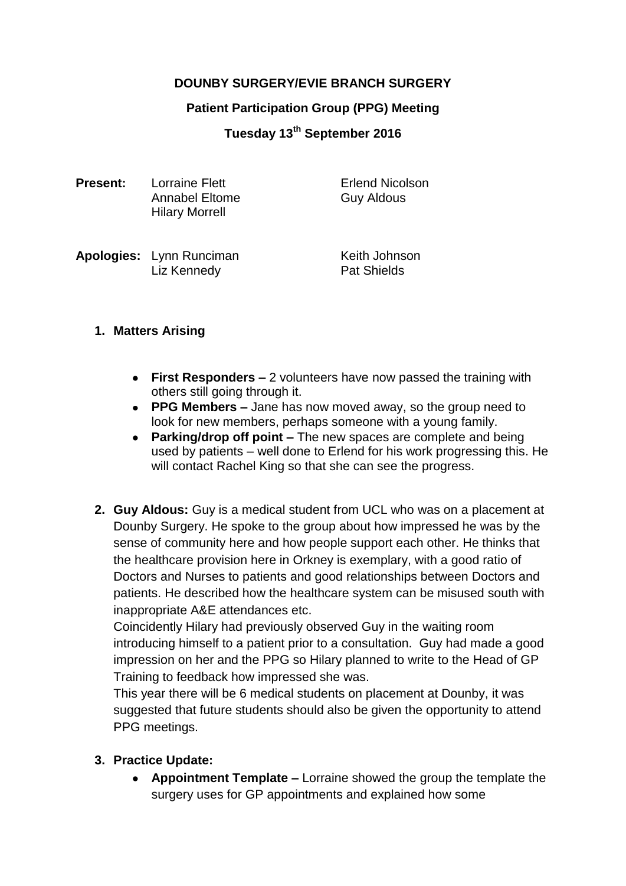**DOUNBY SURGERY/EVIE BRANCH SURGERY**

**Patient Participation Group (PPG) Meeting**

**Tuesday 13th September 2016**

**Present:** Lorraine Flett, Annabel Eltome, Hilary Morrell, Erlend Nicolson, Guy Aldous

**Apologies:** Lynn Runciman, Liz Kennedy, Keith Johnson, Pat Shields

1. **Matters Arising**

   - **First Responders –** 2 volunteers have now passed the training with others still going through it.
   - **PPG Members –** Jane has now moved away, so the group need to look for new members, perhaps someone with a young family.
   - **Parking/drop off point –** The new spaces are complete and being used by patients – well done to Erlend for his work progressing this. He will contact Rachel King so that she can see the progress.

2. **Guy Aldous:** Guy is a medical student from UCL who was on a placement at Dounby Surgery. He spoke to the group about how impressed he was by the sense of community here and how people support each other. He thinks that the healthcare provision here in Orkney is exemplary, with a good ratio of Doctors and Nurses to patients and good relationships between Doctors and patients. He described how the healthcare system can be misused south with inappropriate A&E attendances etc.

   Coincidently Hilary had previously observed Guy in the waiting room introducing himself to a patient prior to a consultation. Guy had made a good impression on her and the PPG so Hilary planned to write to the Head of GP Training to feedback how impressed she was.

   This year there will be 6 medical students on placement at Dounby, it was suggested that future students should also be given the opportunity to attend PPG meetings.

3. **Practice Update:**

   - **Appointment Template –** Lorraine showed the group the template the surgery uses for GP appointments and explained how some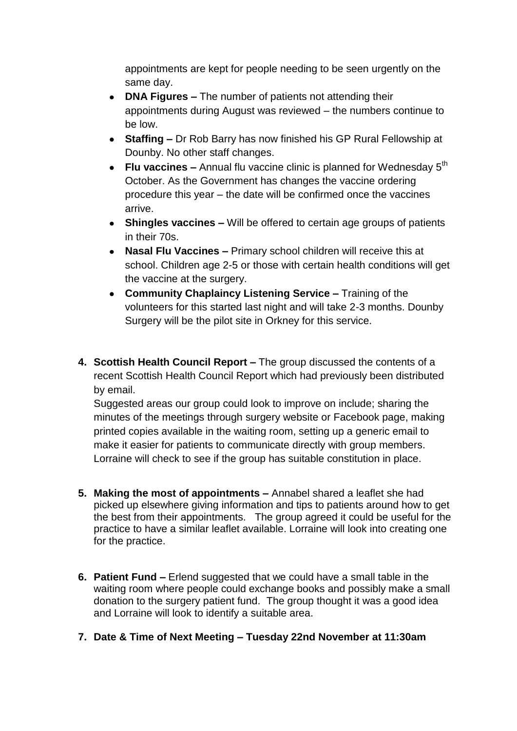appointments are kept for people needing to be seen urgently on the same day.

- **DNA Figures –** The number of patients not attending their appointments during August was reviewed – the numbers continue to be low.
- **Staffing –** Dr Rob Barry has now finished his GP Rural Fellowship at Dounby. No other staff changes.
- **Flu vaccines –** Annual flu vaccine clinic is planned for Wednesday 5th October. As the Government has changes the vaccine ordering procedure this year – the date will be confirmed once the vaccines arrive.
- **Shingles vaccines –** Will be offered to certain age groups of patients in their 70s.
- **Nasal Flu Vaccines –** Primary school children will receive this at school. Children age 2-5 or those with certain health conditions will get the vaccine at the surgery.
- **Community Chaplaincy Listening Service –** Training of the volunteers for this started last night and will take 2-3 months. Dounby Surgery will be the pilot site in Orkney for this service.

4. **Scottish Health Council Report –** The group discussed the contents of a recent Scottish Health Council Report which had previously been distributed by email.
   Suggested areas our group could look to improve on include; sharing the minutes of the meetings through surgery website or Facebook page, making printed copies available in the waiting room, setting up a generic email to make it easier for patients to communicate directly with group members. Lorraine will check to see if the group has suitable constitution in place.

5. **Making the most of appointments –** Annabel shared a leaflet she had picked up elsewhere giving information and tips to patients around how to get the best from their appointments. The group agreed it could be useful for the practice to have a similar leaflet available. Lorraine will look into creating one for the practice.

6. **Patient Fund –** Erlend suggested that we could have a small table in the waiting room where people could exchange books and possibly make a small donation to the surgery patient fund. The group thought it was a good idea and Lorraine will look to identify a suitable area.

7. **Date & Time of Next Meeting – Tuesday 22nd November at 11:30am**